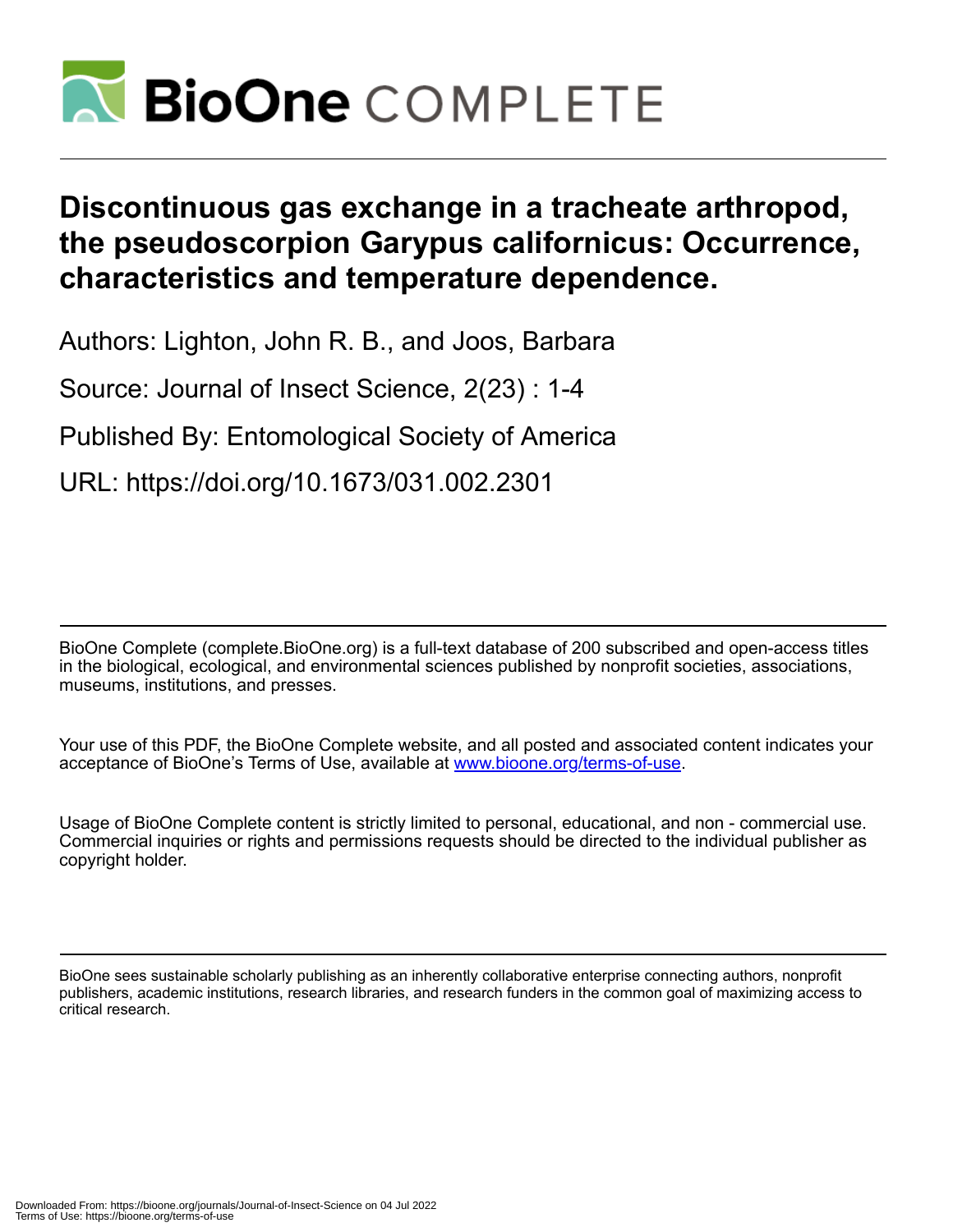# Discontinuous gas exchange in a tracheate arthropod, the pseudoscorpion Garypus californicus: Occurrence, characteristics and temperature dependence.

Authors: Lighton, John R. B., and Joos, Barbara

Source: Journal of Insect Science, 2(23) : 1-4

Published By: Entomological Society of America

URL: https://doi.org/10.1673/031.002.2301

BioOne Complete (complete.BioOne.org) is a full-text database of 200 subscribed and open-access titles in the biological, ecological, and environmental sciences published by nonprofit societies, associations, museums, institutions, and presses.

Your use of this PDF, the BioOne Complete website, and all posted and associated content indicates your acceptance of BioOne's Terms of Use, available at www.bioone.org/terms-of-use.

Usage of BioOne Complete content is strictly limited to personal, educational, and non - commercial use. Commercial inquiries or rights and permissions requests should be directed to the individual publisher as copyright holder.

BioOne sees sustainable scholarly publishing as an inherently collaborative enterprise connecting authors, nonprofit publishers, academic institutions, research libraries, and research funders in the common goal of maximizing access to critical research.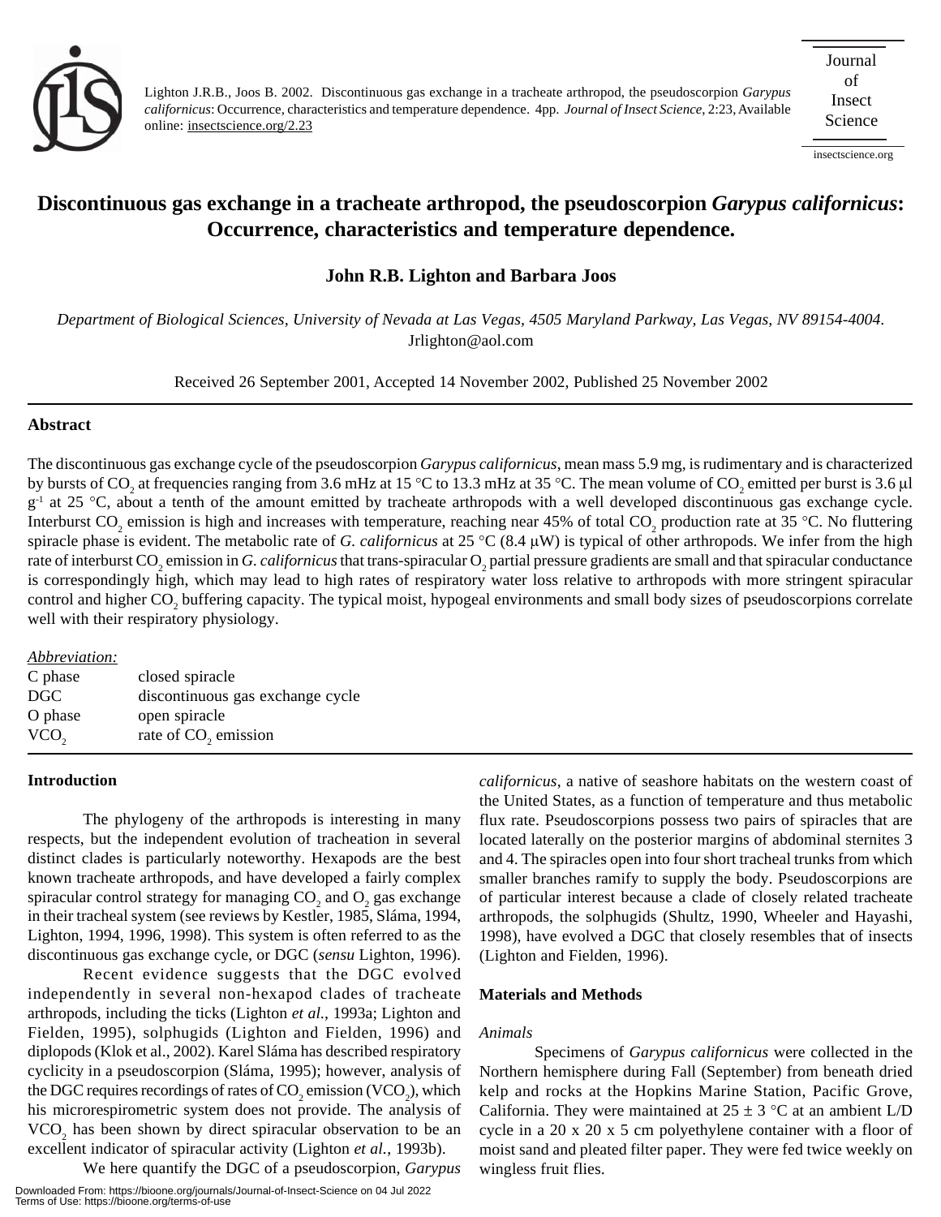# Discontinuous gas exchange in a tracheate arthropod, the pseudoscorpion *Garypus californicus*: Occurrence, characteristics and temperature dependence.

**John R.B. Lighton and Barbara Joos**

*Department of Biological Sciences, University of Nevada at Las Vegas, 4505 Maryland Parkway, Las Vegas, NV 89154-4004.* Jrlighton@aol.com

Received 26 September 2001, Accepted 14 November 2002, Published 25 November 2002

## Abstract

The discontinuous gas exchange cycle of the pseudoscorpion *Garypus californicus*, mean mass 5.9 mg, is rudimentary and is characterized by bursts of $CO_2$ at frequencies ranging from 3.6 mHz at 15 °C to 13.3 mHz at 35 °C. The mean volume of $CO_2$ emitted per burst is 3.6 μl $g^{-1}$ at 25 °C, about a tenth of the amount emitted by tracheate arthropods with a well developed discontinuous gas exchange cycle. Interburst $CO_2$ emission is high and increases with temperature, reaching near 45% of total $CO_2$ production rate at 35 °C. No fluttering spiracle phase is evident. The metabolic rate of *G. californicus* at 25 °C (8.4 μW) is typical of other arthropods. We infer from the high rate of interburst $CO_2$ emission in *G. californicus* that trans-spiracular $O_2$ partial pressure gradients are small and that spiracular conductance is correspondingly high, which may lead to high rates of respiratory water loss relative to arthropods with more stringent spiracular control and higher $CO_2$ buffering capacity. The typical moist, hypogeal environments and small body sizes of pseudoscorpions correlate well with their respiratory physiology.

*Abbreviation:*

| | |
|---|---|
| C phase | closed spiracle |
| DGC | discontinuous gas exchange cycle |
| O phase | open spiracle |
| $VCO_2$ | rate of $CO_2$ emission |

## Introduction

The phylogeny of the arthropods is interesting in many respects, but the independent evolution of tracheation in several distinct clades is particularly noteworthy. Hexapods are the best known tracheate arthropods, and have developed a fairly complex spiracular control strategy for managing $CO_2$ and $O_2$ gas exchange in their tracheal system (see reviews by Kestler, 1985, Sláma, 1994, Lighton, 1994, 1996, 1998). This system is often referred to as the discontinuous gas exchange cycle, or DGC (*sensu* Lighton, 1996).

Recent evidence suggests that the DGC evolved independently in several non-hexapod clades of tracheate arthropods, including the ticks (Lighton *et al.*, 1993a; Lighton and Fielden, 1995), solphugids (Lighton and Fielden, 1996) and diplopods (Klok et al., 2002). Karel Sláma has described respiratory cyclicity in a pseudoscorpion (Sláma, 1995); however, analysis of the DGC requires recordings of rates of $CO_2$ emission ($VCO_2$), which his microrespirometric system does not provide. The analysis of $VCO_2$ has been shown by direct spiracular observation to be an excellent indicator of spiracular activity (Lighton *et al.*, 1993b).

We here quantify the DGC of a pseudoscorpion, *Garypus californicus*, a native of seashore habitats on the western coast of the United States, as a function of temperature and thus metabolic flux rate. Pseudoscorpions possess two pairs of spiracles that are located laterally on the posterior margins of abdominal sternites 3 and 4. The spiracles open into four short tracheal trunks from which smaller branches ramify to supply the body. Pseudoscorpions are of particular interest because a clade of closely related tracheate arthropods, the solphugids (Shultz, 1990, Wheeler and Hayashi, 1998), have evolved a DGC that closely resembles that of insects (Lighton and Fielden, 1996).

## Materials and Methods

### *Animals*

Specimens of *Garypus californicus* were collected in the Northern hemisphere during Fall (September) from beneath dried kelp and rocks at the Hopkins Marine Station, Pacific Grove, California. They were maintained at 25 ± 3 °C at an ambient L/D cycle in a 20 x 20 x 5 cm polyethylene container with a floor of moist sand and pleated filter paper. They were fed twice weekly on wingless fruit flies.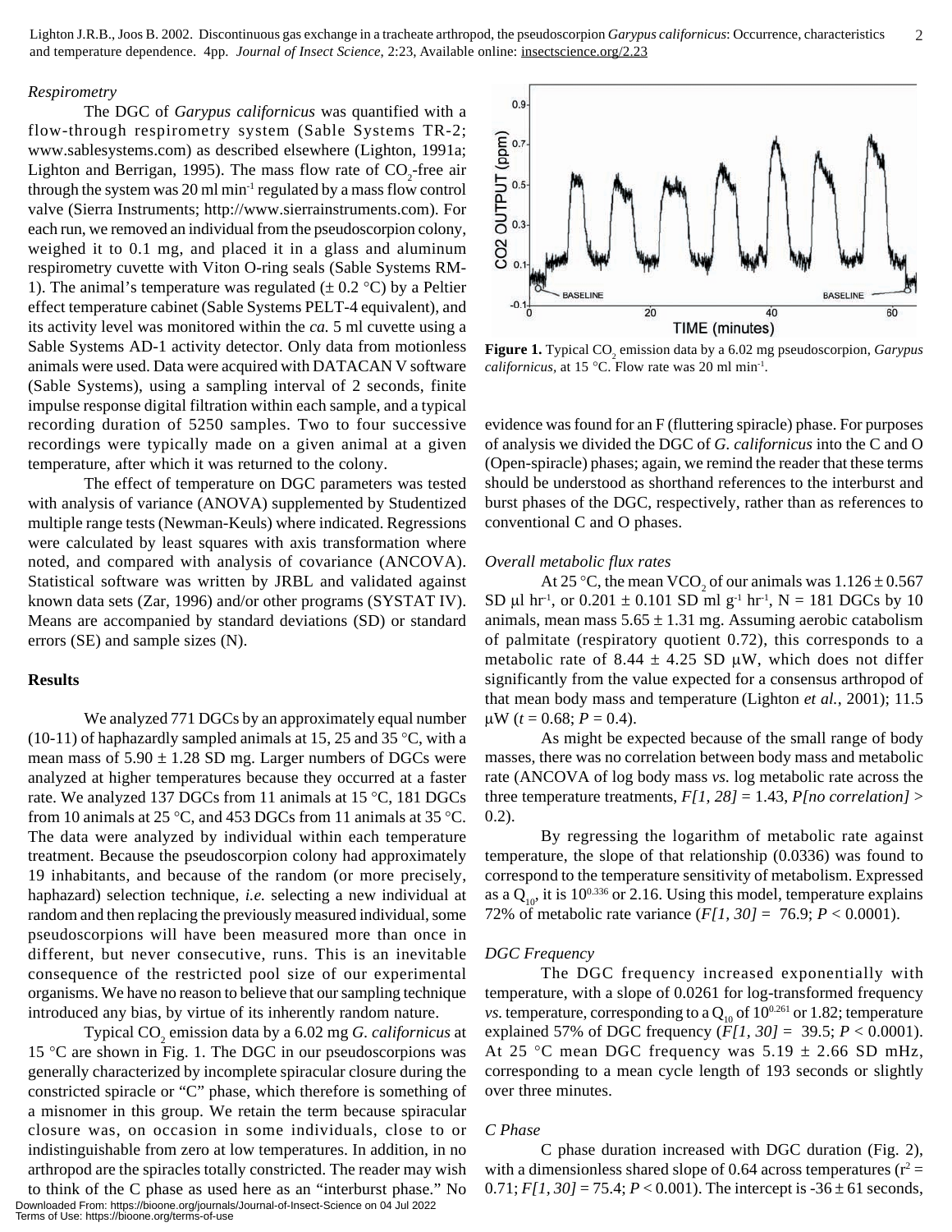*Respirometry*

The DGC of *Garypus californicus* was quantified with a flow-through respirometry system (Sable Systems TR-2; www.sablesystems.com) as described elsewhere (Lighton, 1991a; Lighton and Berrigan, 1995). The mass flow rate of $CO_2$-free air through the system was 20 ml $min^{-1}$ regulated by a mass flow control valve (Sierra Instruments; http://www.sierrainstruments.com). For each run, we removed an individual from the pseudoscorpion colony, weighed it to 0.1 mg, and placed it in a glass and aluminum respirometry cuvette with Viton O-ring seals (Sable Systems RM-1). The animal's temperature was regulated (± 0.2 °C) by a Peltier effect temperature cabinet (Sable Systems PELT-4 equivalent), and its activity level was monitored within the *ca.* 5 ml cuvette using a Sable Systems AD-1 activity detector. Only data from motionless animals were used. Data were acquired with DATACAN V software (Sable Systems), using a sampling interval of 2 seconds, finite impulse response digital filtration within each sample, and a typical recording duration of 5250 samples. Two to four successive recordings were typically made on a given animal at a given temperature, after which it was returned to the colony.

The effect of temperature on DGC parameters was tested with analysis of variance (ANOVA) supplemented by Studentized multiple range tests (Newman-Keuls) where indicated. Regressions were calculated by least squares with axis transformation where noted, and compared with analysis of covariance (ANCOVA). Statistical software was written by JRBL and validated against known data sets (Zar, 1996) and/or other programs (SYSTAT IV). Means are accompanied by standard deviations (SD) or standard errors (SE) and sample sizes (N).

## Results

We analyzed 771 DGCs by an approximately equal number (10-11) of haphazardly sampled animals at 15, 25 and 35 °C, with a mean mass of 5.90 ± 1.28 SD mg. Larger numbers of DGCs were analyzed at higher temperatures because they occurred at a faster rate. We analyzed 137 DGCs from 11 animals at 15 °C, 181 DGCs from 10 animals at 25 °C, and 453 DGCs from 11 animals at 35 °C. The data were analyzed by individual within each temperature treatment. Because the pseudoscorpion colony had approximately 19 inhabitants, and because of the random (or more precisely, haphazard) selection technique, *i.e.* selecting a new individual at random and then replacing the previously measured individual, some pseudoscorpions will have been measured more than once in different, but never consecutive, runs. This is an inevitable consequence of the restricted pool size of our experimental organisms. We have no reason to believe that our sampling technique introduced any bias, by virtue of its inherently random nature.

Typical $CO_2$ emission data by a 6.02 mg *G. californicus* at 15 °C are shown in Fig. 1. The DGC in our pseudoscorpions was generally characterized by incomplete spiracular closure during the constricted spiracle or "C" phase, which therefore is something of a misnomer in this group. We retain the term because spiracular closure was, on occasion in some individuals, close to or indistinguishable from zero at low temperatures. In addition, in no arthropod are the spiracles totally constricted. The reader may wish to think of the C phase as used here as an "interburst phase." No evidence was found for an F (fluttering spiracle) phase. For purposes of analysis we divided the DGC of *G. californicus* into the C and O (Open-spiracle) phases; again, we remind the reader that these terms should be understood as shorthand references to the interburst and burst phases of the DGC, respectively, rather than as references to conventional C and O phases.

**Figure 1.** Typical $CO_2$ emission data by a 6.02 mg pseudoscorpion, *Garypus californicus*, at 15 °C. Flow rate was 20 ml $min^{-1}$.

*Overall metabolic flux rates*

At 25 °C, the mean $VCO_2$ of our animals was 1.126 ± 0.567 SD µl $hr^{-1}$, or 0.201 ± 0.101 SD ml $g^{-1}$ $hr^{-1}$, N = 181 DGCs by 10 animals, mean mass 5.65 ± 1.31 mg. Assuming aerobic catabolism of palmitate (respiratory quotient 0.72), this corresponds to a metabolic rate of 8.44 ± 4.25 SD µW, which does not differ significantly from the value expected for a consensus arthropod of that mean body mass and temperature (Lighton *et al.*, 2001); 11.5 µW ($t$ = 0.68; $P$ = 0.4).

As might be expected because of the small range of body masses, there was no correlation between body mass and metabolic rate (ANCOVA of log body mass *vs.* log metabolic rate across the three temperature treatments, $F[1, 28]$ = 1.43, $P[no\ correlation]$ > 0.2).

By regressing the logarithm of metabolic rate against temperature, the slope of that relationship (0.0336) was found to correspond to the temperature sensitivity of metabolism. Expressed as a $Q_{10}$, it is $10^{0.336}$ or 2.16. Using this model, temperature explains 72% of metabolic rate variance ($F[1, 30]$ = 76.9; $P$ < 0.0001).

*DGC Frequency*

The DGC frequency increased exponentially with temperature, with a slope of 0.0261 for log-transformed frequency *vs.* temperature, corresponding to a $Q_{10}$ of $10^{0.261}$ or 1.82; temperature explained 57% of DGC frequency ($F[1, 30]$ = 39.5; $P$ < 0.0001). At 25 °C mean DGC frequency was 5.19 ± 2.66 SD mHz, corresponding to a mean cycle length of 193 seconds or slightly over three minutes.

*C Phase*

C phase duration increased with DGC duration (Fig. 2), with a dimensionless shared slope of 0.64 across temperatures ($r^2$ = 0.71; $F[1, 30]$ = 75.4; $P$ < 0.001). The intercept is -36 ± 61 seconds,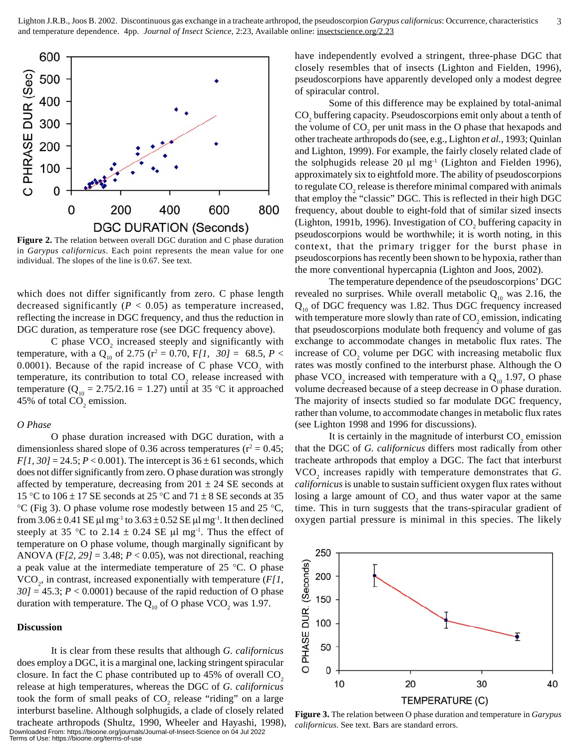**Figure 2.** The relation between overall DGC duration and C phase duration in *Garypus californicus*. Each point represents the mean value for one individual. The slopes of the line is 0.67. See text.

which does not differ significantly from zero. C phase length decreased significantly ($P < 0.05$) as temperature increased, reflecting the increase in DGC frequency, and thus the reduction in DGC duration, as temperature rose (see DGC frequency above).

C phase $VCO_2$ increased steeply and significantly with temperature, with a $Q_{10}$ of 2.75 ($r^2 = 0.70$, $F_{[1,\ 30]} = 68.5$, $P < 0.0001$). Because of the rapid increase of C phase $VCO_2$ with temperature, its contribution to total $CO_2$ release increased with temperature ($Q_{10} = 2.75/2.16 = 1.27$) until at 35 °C it approached 45% of total $CO_2$ emission.

*O Phase*

O phase duration increased with DGC duration, with a dimensionless shared slope of 0.36 across temperatures ($r^2 = 0.45$; $F_{[1, 30]} = 24.5$; $P < 0.001$). The intercept is 36 ± 61 seconds, which does not differ significantly from zero. O phase duration was strongly affected by temperature, decreasing from 201 ± 24 SE seconds at 15 °C to 106 ± 17 SE seconds at 25 °C and 71 ± 8 SE seconds at 35 °C (Fig 3). O phase volume rose modestly between 15 and 25 °C, from 3.06 ± 0.41 SE µl mg$^{-1}$ to 3.63 ± 0.52 SE µl mg$^{-1}$. It then declined steeply at 35 °C to 2.14 ± 0.24 SE µl mg$^{-1}$. Thus the effect of temperature on O phase volume, though marginally significant by ANOVA ($F_{[2, 29]} = 3.48$; $P < 0.05$), was not directional, reaching a peak value at the intermediate temperature of 25 °C. O phase $VCO_2$, in contrast, increased exponentially with temperature ($F_{[1, 30]} = 45.3$; $P < 0.0001$) because of the rapid reduction of O phase duration with temperature. The $Q_{10}$ of O phase $VCO_2$ was 1.97.

## Discussion

It is clear from these results that although *G. californicus* does employ a DGC, it is a marginal one, lacking stringent spiracular closure. In fact the C phase contributed up to 45% of overall $CO_2$ release at high temperatures, whereas the DGC of *G. californicus* took the form of small peaks of $CO_2$ release "riding" on a large interburst baseline. Although solphugids, a clade of closely related tracheate arthropods (Shultz, 1990, Wheeler and Hayashi, 1998), have independently evolved a stringent, three-phase DGC that closely resembles that of insects (Lighton and Fielden, 1996), pseudoscorpions have apparently developed only a modest degree of spiracular control.

Some of this difference may be explained by total-animal $CO_2$ buffering capacity. Pseudoscorpions emit only about a tenth of the volume of $CO_2$ per unit mass in the O phase that hexapods and other tracheate arthropods do (see, e.g., Lighton *et al.*, 1993; Quinlan and Lighton, 1999). For example, the fairly closely related clade of the solphugids release 20 µl mg$^{-1}$ (Lighton and Fielden 1996), approximately six to eightfold more. The ability of pseudoscorpions to regulate $CO_2$ release is therefore minimal compared with animals that employ the "classic" DGC. This is reflected in their high DGC frequency, about double to eight-fold that of similar sized insects (Lighton, 1991b, 1996). Investigation of $CO_2$ buffering capacity in pseudoscorpions would be worthwhile; it is worth noting, in this context, that the primary trigger for the burst phase in pseudoscorpions has recently been shown to be hypoxia, rather than the more conventional hypercapnia (Lighton and Joos, 2002).

The temperature dependence of the pseudoscorpions' DGC revealed no surprises. While overall metabolic $Q_{10}$ was 2.16, the $Q_{10}$ of DGC frequency was 1.82. Thus DGC frequency increased with temperature more slowly than rate of $CO_2$ emission, indicating that pseudoscorpions modulate both frequency and volume of gas exchange to accommodate changes in metabolic flux rates. The increase of $CO_2$ volume per DGC with increasing metabolic flux rates was mostly confined to the interburst phase. Although the O phase $VCO_2$ increased with temperature with a $Q_{10}$ 1.97, O phase volume decreased because of a steep decrease in O phase duration. The majority of insects studied so far modulate DGC frequency, rather than volume, to accommodate changes in metabolic flux rates (see Lighton 1998 and 1996 for discussions).

It is certainly in the magnitude of interburst $CO_2$ emission that the DGC of *G. californicus* differs most radically from other tracheate arthropods that employ a DGC. The fact that interburst $VCO_2$ increases rapidly with temperature demonstrates that *G. californicus* is unable to sustain sufficient oxygen flux rates without losing a large amount of $CO_2$ and thus water vapor at the same time. This in turn suggests that the trans-spiracular gradient of oxygen partial pressure is minimal in this species. The likely

**Figure 3.** The relation between O phase duration and temperature in *Garypus californicus*. See text. Bars are standard errors.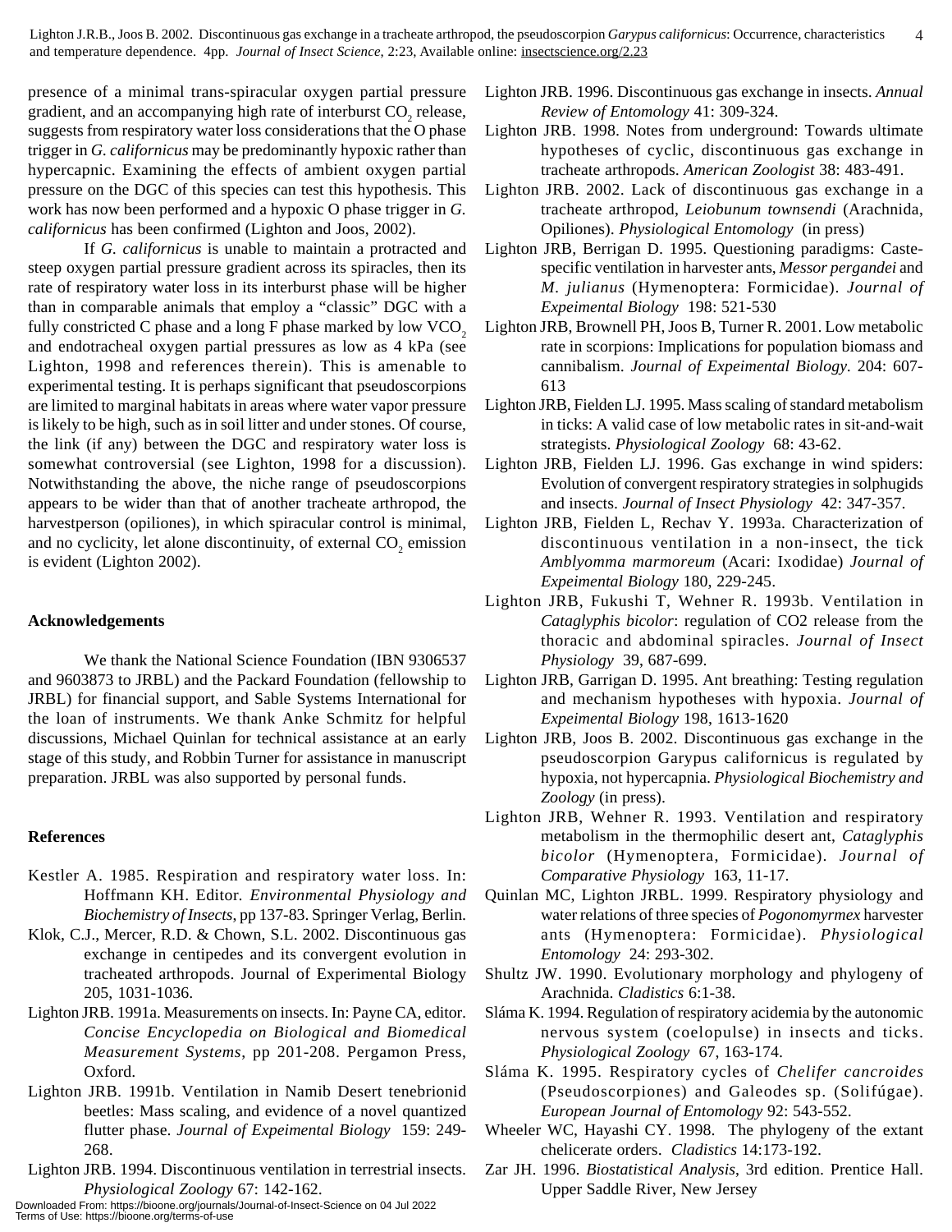presence of a minimal trans-spiracular oxygen partial pressure gradient, and an accompanying high rate of interburst $CO_2$ release, suggests from respiratory water loss considerations that the O phase trigger in *G. californicus* may be predominantly hypoxic rather than hypercapnic. Examining the effects of ambient oxygen partial pressure on the DGC of this species can test this hypothesis. This work has now been performed and a hypoxic O phase trigger in *G. californicus* has been confirmed (Lighton and Joos, 2002).

If *G. californicus* is unable to maintain a protracted and steep oxygen partial pressure gradient across its spiracles, then its rate of respiratory water loss in its interburst phase will be higher than in comparable animals that employ a "classic" DGC with a fully constricted C phase and a long F phase marked by low $VCO_2$ and endotracheal oxygen partial pressures as low as 4 kPa (see Lighton, 1998 and references therein). This is amenable to experimental testing. It is perhaps significant that pseudoscorpions are limited to marginal habitats in areas where water vapor pressure is likely to be high, such as in soil litter and under stones. Of course, the link (if any) between the DGC and respiratory water loss is somewhat controversial (see Lighton, 1998 for a discussion). Notwithstanding the above, the niche range of pseudoscorpions appears to be wider than that of another tracheate arthropod, the harvestperson (opiliones), in which spiracular control is minimal, and no cyclicity, let alone discontinuity, of external $CO_2$ emission is evident (Lighton 2002).

## Acknowledgements

We thank the National Science Foundation (IBN 9306537 and 9603873 to JRBL) and the Packard Foundation (fellowship to JRBL) for financial support, and Sable Systems International for the loan of instruments. We thank Anke Schmitz for helpful discussions, Michael Quinlan for technical assistance at an early stage of this study, and Robbin Turner for assistance in manuscript preparation. JRBL was also supported by personal funds.

## References

Kestler A. 1985. Respiration and respiratory water loss. In: Hoffmann KH. Editor. *Environmental Physiology and Biochemistry of Insects*, pp 137-83. Springer Verlag, Berlin.

Klok, C.J., Mercer, R.D. & Chown, S.L. 2002. Discontinuous gas exchange in centipedes and its convergent evolution in tracheated arthropods. Journal of Experimental Biology 205, 1031-1036.

Lighton JRB. 1991a. Measurements on insects. In: Payne CA, editor. *Concise Encyclopedia on Biological and Biomedical Measurement Systems*, pp 201-208. Pergamon Press, Oxford.

Lighton JRB. 1991b. Ventilation in Namib Desert tenebrionid beetles: Mass scaling, and evidence of a novel quantized flutter phase. *Journal of Expeimental Biology* 159: 249-268.

Lighton JRB. 1994. Discontinuous ventilation in terrestrial insects. *Physiological Zoology* 67: 142-162.

Lighton JRB. 1996. Discontinuous gas exchange in insects. *Annual Review of Entomology* 41: 309-324.

Lighton JRB. 1998. Notes from underground: Towards ultimate hypotheses of cyclic, discontinuous gas exchange in tracheate arthropods. *American Zoologist* 38: 483-491.

Lighton JRB. 2002. Lack of discontinuous gas exchange in a tracheate arthropod, *Leiobunum townsendi* (Arachnida, Opiliones). *Physiological Entomology* (in press)

Lighton JRB, Berrigan D. 1995. Questioning paradigms: Caste-specific ventilation in harvester ants, *Messor pergandei* and *M. julianus* (Hymenoptera: Formicidae). *Journal of Expeimental Biology* 198: 521-530

Lighton JRB, Brownell PH, Joos B, Turner R. 2001. Low metabolic rate in scorpions: Implications for population biomass and cannibalism. *Journal of Expeimental Biology*. 204: 607-613

Lighton JRB, Fielden LJ. 1995. Mass scaling of standard metabolism in ticks: A valid case of low metabolic rates in sit-and-wait strategists. *Physiological Zoology* 68: 43-62.

Lighton JRB, Fielden LJ. 1996. Gas exchange in wind spiders: Evolution of convergent respiratory strategies in solphugids and insects. *Journal of Insect Physiology* 42: 347-357.

Lighton JRB, Fielden L, Rechav Y. 1993a. Characterization of discontinuous ventilation in a non-insect, the tick *Amblyomma marmoreum* (Acari: Ixodidae) *Journal of Expeimental Biology* 180, 229-245.

Lighton JRB, Fukushi T, Wehner R. 1993b. Ventilation in *Cataglyphis bicolor*: regulation of CO2 release from the thoracic and abdominal spiracles. *Journal of Insect Physiology* 39, 687-699.

Lighton JRB, Garrigan D. 1995. Ant breathing: Testing regulation and mechanism hypotheses with hypoxia. *Journal of Expeimental Biology* 198, 1613-1620

Lighton JRB, Joos B. 2002. Discontinuous gas exchange in the pseudoscorpion Garypus californicus is regulated by hypoxia, not hypercapnia. *Physiological Biochemistry and Zoology* (in press).

Lighton JRB, Wehner R. 1993. Ventilation and respiratory metabolism in the thermophilic desert ant, *Cataglyphis bicolor* (Hymenoptera, Formicidae). *Journal of Comparative Physiology* 163, 11-17.

Quinlan MC, Lighton JRBL. 1999. Respiratory physiology and water relations of three species of *Pogonomyrmex* harvester ants (Hymenoptera: Formicidae). *Physiological Entomology* 24: 293-302.

Shultz JW. 1990. Evolutionary morphology and phylogeny of Arachnida. *Cladistics* 6:1-38.

Sláma K. 1994. Regulation of respiratory acidemia by the autonomic nervous system (coelopulse) in insects and ticks. *Physiological Zoology* 67, 163-174.

Sláma K. 1995. Respiratory cycles of *Chelifer cancroides* (Pseudoscorpiones) and Galeodes sp. (Solifúgae). *European Journal of Entomology* 92: 543-552.

Wheeler WC, Hayashi CY. 1998. The phylogeny of the extant chelicerate orders. *Cladistics* 14:173-192.

Zar JH. 1996. *Biostatistical Analysis*, 3rd edition. Prentice Hall. Upper Saddle River, New Jersey